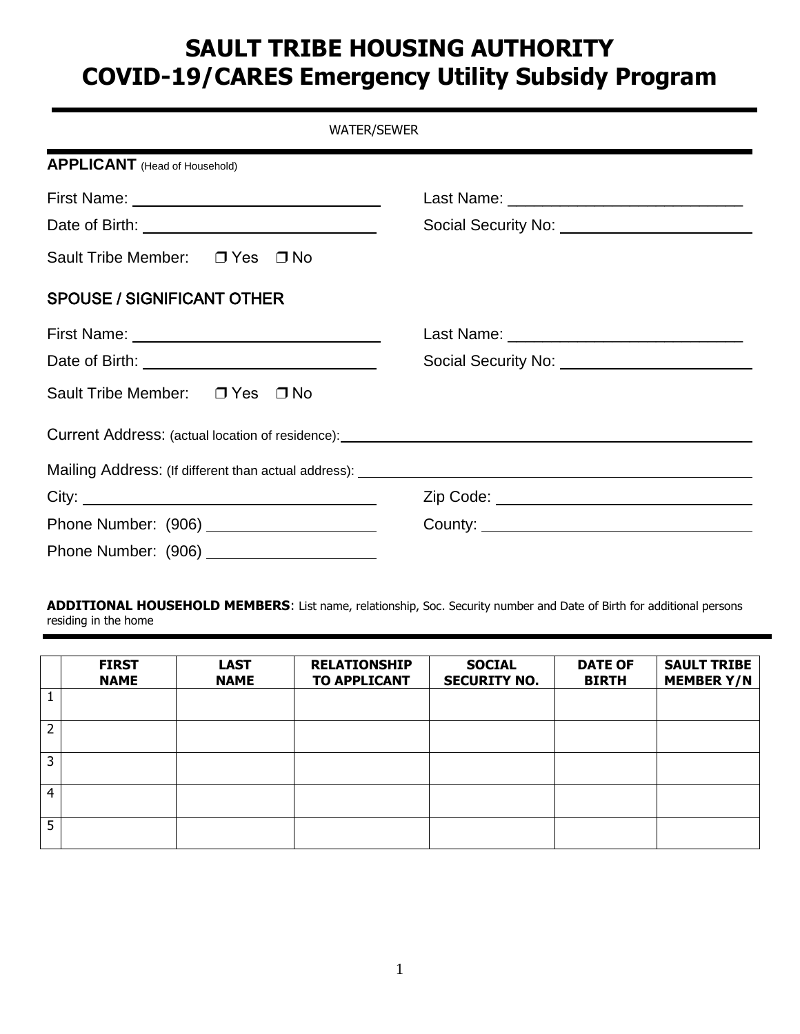# SAULT TRIBE HOUSING AUTHORITY
# COVID-19/CARES Emergency Utility Subsidy Program

WATER/SEWER

**APPLICANT** (Head of Household)

First Name: ______________________________ Last Name: ___________________________

Date of Birth: ____________________________ Social Security No: ______________________

Sault Tribe Member: ❒ Yes ❒ No

## SPOUSE / SIGNIFICANT OTHER

First Name: ______________________________ Last Name: ___________________________

Date of Birth: ____________________________ Social Security No: ______________________

Sault Tribe Member: ❒ Yes ❒ No

Current Address: (actual location of residence): ________________________________________________

Mailing Address: (If different than actual address): ______________________________________________

City: ___________________________________ Zip Code: ______________________________

Phone Number: (906) ___________________ County: ________________________________

Phone Number: (906) ___________________

**ADDITIONAL HOUSEHOLD MEMBERS**: List name, relationship, Soc. Security number and Date of Birth for additional persons residing in the home

| | FIRST NAME | LAST NAME | RELATIONSHIP TO APPLICANT | SOCIAL SECURITY NO. | DATE OF BIRTH | SAULT TRIBE MEMBER Y/N |
|---|---|---|---|---|---|---|
| 1 | | | | | | |
| 2 | | | | | | |
| 3 | | | | | | |
| 4 | | | | | | |
| 5 | | | | | | |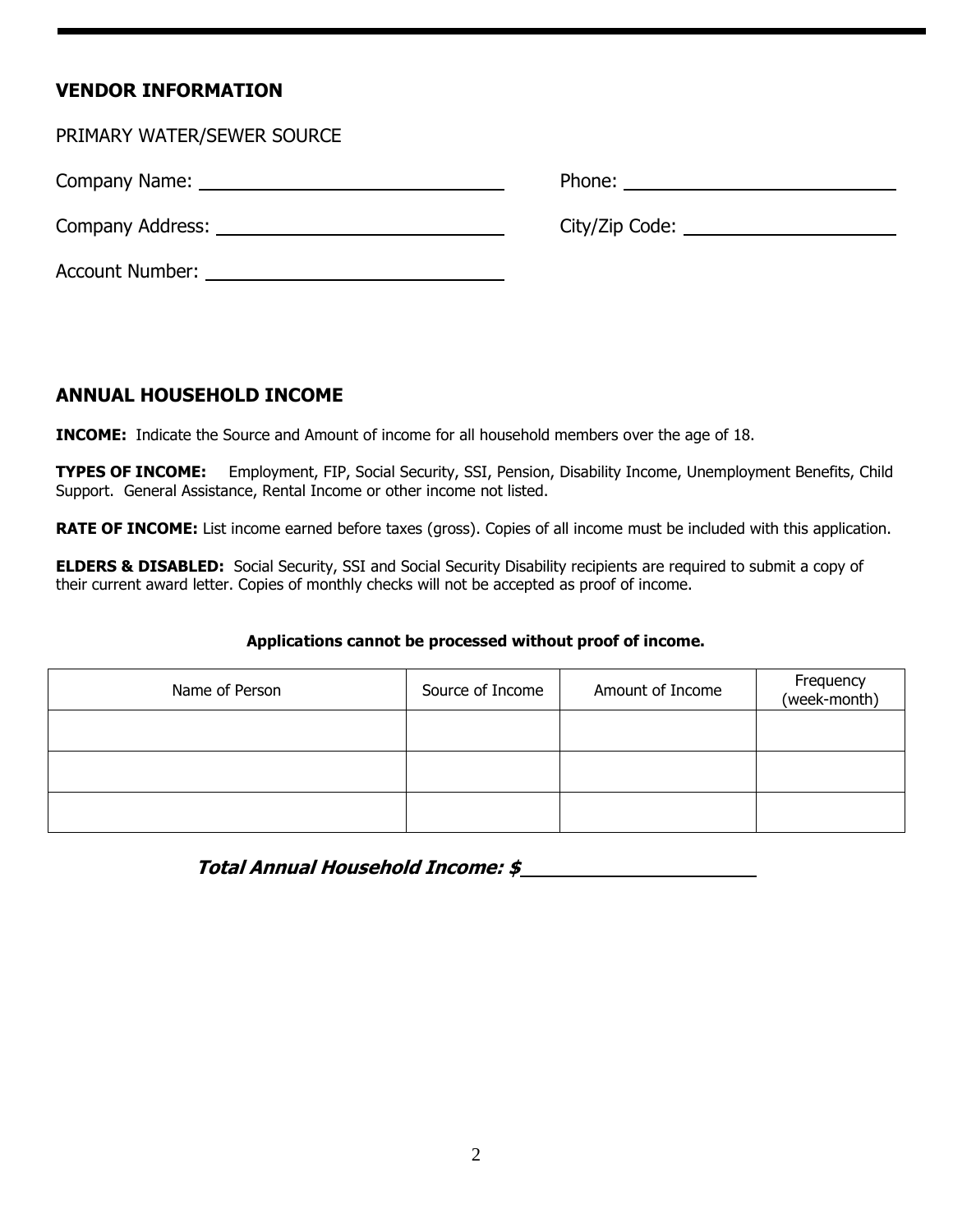## VENDOR INFORMATION

PRIMARY WATER/SEWER SOURCE

Company Name: ______________________________ Phone: ____________________________

Company Address: ____________________________ City/Zip Code: _____________________

Account Number: _____________________________

## ANNUAL HOUSEHOLD INCOME

**INCOME:** Indicate the Source and Amount of income for all household members over the age of 18.

**TYPES OF INCOME:** Employment, FIP, Social Security, SSI, Pension, Disability Income, Unemployment Benefits, Child Support. General Assistance, Rental Income or other income not listed.

**RATE OF INCOME:** List income earned before taxes (gross). Copies of all income must be included with this application.

**ELDERS & DISABLED:** Social Security, SSI and Social Security Disability recipients are required to submit a copy of their current award letter. Copies of monthly checks will not be accepted as proof of income.

**Applications cannot be processed without proof of income.**

| Name of Person | Source of Income | Amount of Income | Frequency (week-month) |
|---|---|---|---|
| | | | |
| | | | |
| | | | |

***Total Annual Household Income: $*** ______________________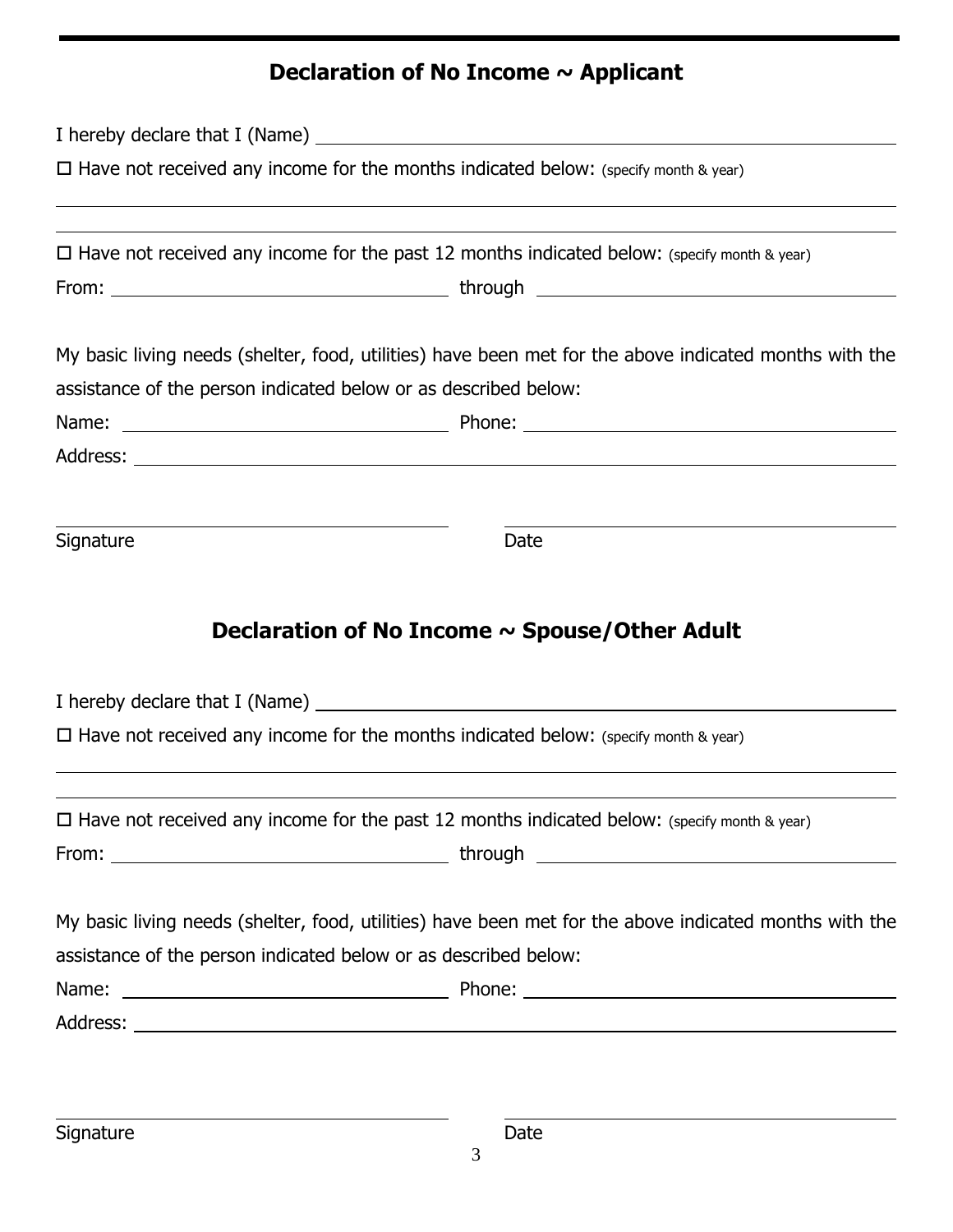## Declaration of No Income ~ Applicant

I hereby declare that I (Name) \_\_\_\_\_\_\_\_\_\_\_\_\_\_\_\_\_\_\_\_\_\_\_\_\_\_\_\_\_\_\_\_\_\_\_\_\_\_\_\_

☐ Have not received any income for the months indicated below: (specify month & year)

\_\_\_\_\_\_\_\_\_\_\_\_\_\_\_\_\_\_\_\_\_\_\_\_\_\_\_\_\_\_\_\_\_\_\_\_\_\_\_\_\_\_\_\_\_\_\_\_\_\_\_\_\_\_\_\_\_\_

\_\_\_\_\_\_\_\_\_\_\_\_\_\_\_\_\_\_\_\_\_\_\_\_\_\_\_\_\_\_\_\_\_\_\_\_\_\_\_\_\_\_\_\_\_\_\_\_\_\_\_\_\_\_\_\_\_\_

☐ Have not received any income for the past 12 months indicated below: (specify month & year)

From: \_\_\_\_\_\_\_\_\_\_\_\_\_\_\_\_\_\_\_\_\_\_\_\_ through \_\_\_\_\_\_\_\_\_\_\_\_\_\_\_\_\_\_\_\_\_\_\_\_

My basic living needs (shelter, food, utilities) have been met for the above indicated months with the assistance of the person indicated below or as described below:

Name: \_\_\_\_\_\_\_\_\_\_\_\_\_\_\_\_\_\_\_\_\_\_\_\_ Phone: \_\_\_\_\_\_\_\_\_\_\_\_\_\_\_\_\_\_\_\_\_\_\_\_

Address: \_\_\_\_\_\_\_\_\_\_\_\_\_\_\_\_\_\_\_\_\_\_\_\_\_\_\_\_\_\_\_\_\_\_\_\_\_\_\_\_\_\_\_\_\_\_\_\_\_\_

\_\_\_\_\_\_\_\_\_\_\_\_\_\_\_\_\_\_\_\_\_\_\_\_ \_\_\_\_\_\_\_\_\_\_\_\_\_\_\_\_\_\_\_\_\_\_\_\_

Signature Date

## Declaration of No Income ~ Spouse/Other Adult

I hereby declare that I (Name) \_\_\_\_\_\_\_\_\_\_\_\_\_\_\_\_\_\_\_\_\_\_\_\_\_\_\_\_\_\_\_\_\_\_\_\_\_\_\_\_

☐ Have not received any income for the months indicated below: (specify month & year)

\_\_\_\_\_\_\_\_\_\_\_\_\_\_\_\_\_\_\_\_\_\_\_\_\_\_\_\_\_\_\_\_\_\_\_\_\_\_\_\_\_\_\_\_\_\_\_\_\_\_\_\_\_\_\_\_\_\_

\_\_\_\_\_\_\_\_\_\_\_\_\_\_\_\_\_\_\_\_\_\_\_\_\_\_\_\_\_\_\_\_\_\_\_\_\_\_\_\_\_\_\_\_\_\_\_\_\_\_\_\_\_\_\_\_\_\_

☐ Have not received any income for the past 12 months indicated below: (specify month & year)

From: \_\_\_\_\_\_\_\_\_\_\_\_\_\_\_\_\_\_\_\_\_\_\_\_ through \_\_\_\_\_\_\_\_\_\_\_\_\_\_\_\_\_\_\_\_\_\_\_\_

My basic living needs (shelter, food, utilities) have been met for the above indicated months with the assistance of the person indicated below or as described below:

Name: \_\_\_\_\_\_\_\_\_\_\_\_\_\_\_\_\_\_\_\_\_\_\_\_ Phone: \_\_\_\_\_\_\_\_\_\_\_\_\_\_\_\_\_\_\_\_\_\_\_\_

Address: \_\_\_\_\_\_\_\_\_\_\_\_\_\_\_\_\_\_\_\_\_\_\_\_\_\_\_\_\_\_\_\_\_\_\_\_\_\_\_\_\_\_\_\_\_\_\_\_\_\_

\_\_\_\_\_\_\_\_\_\_\_\_\_\_\_\_\_\_\_\_\_\_\_\_ \_\_\_\_\_\_\_\_\_\_\_\_\_\_\_\_\_\_\_\_\_\_\_\_

Signature Date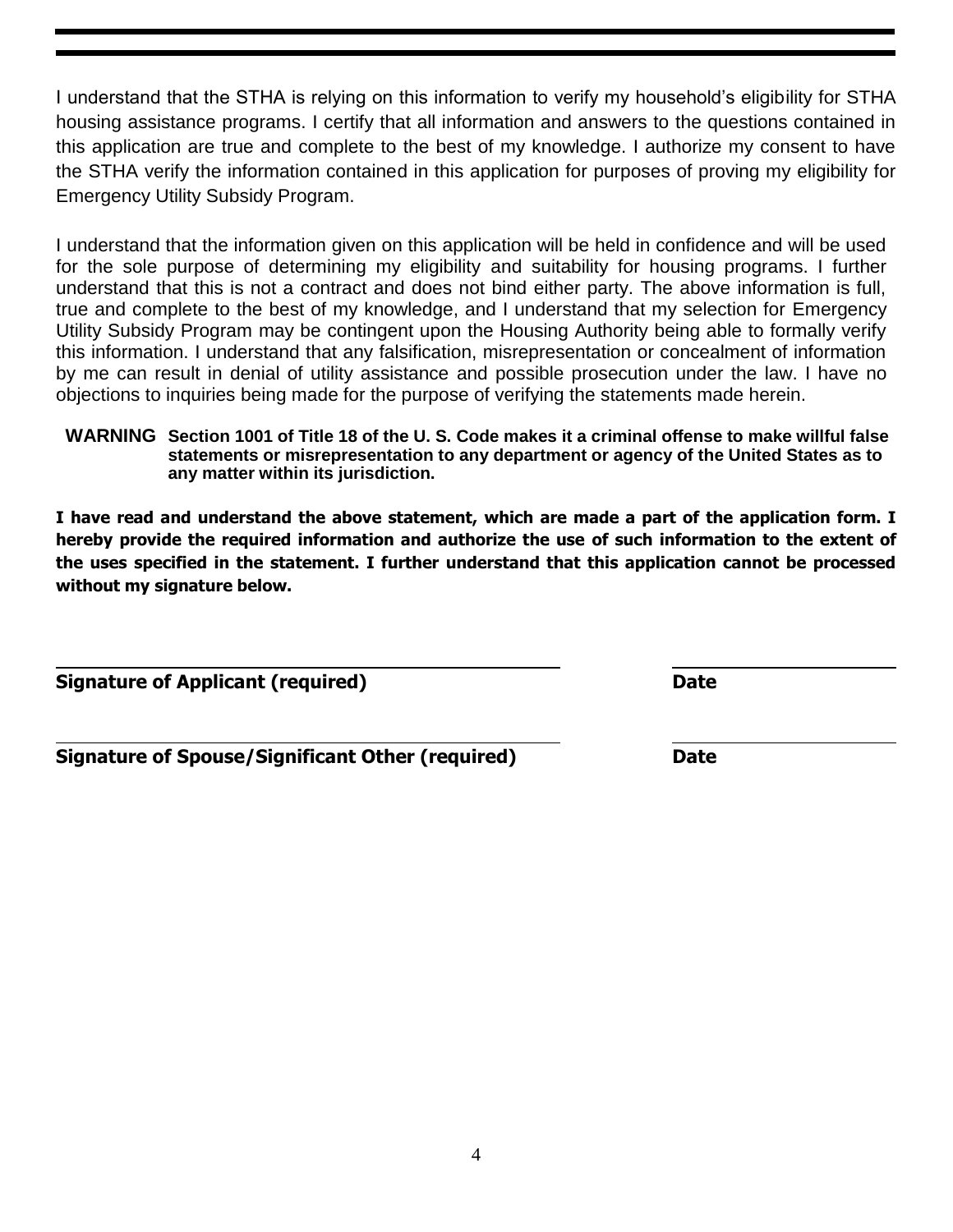I understand that the STHA is relying on this information to verify my household's eligibility for STHA housing assistance programs. I certify that all information and answers to the questions contained in this application are true and complete to the best of my knowledge. I authorize my consent to have the STHA verify the information contained in this application for purposes of proving my eligibility for Emergency Utility Subsidy Program.

I understand that the information given on this application will be held in confidence and will be used for the sole purpose of determining my eligibility and suitability for housing programs. I further understand that this is not a contract and does not bind either party. The above information is full, true and complete to the best of my knowledge, and I understand that my selection for Emergency Utility Subsidy Program may be contingent upon the Housing Authority being able to formally verify this information. I understand that any falsification, misrepresentation or concealment of information by me can result in denial of utility assistance and possible prosecution under the law. I have no objections to inquiries being made for the purpose of verifying the statements made herein.

**WARNING** **Section 1001 of Title 18 of the U. S. Code makes it a criminal offense to make willful false statements or misrepresentation to any department or agency of the United States as to any matter within its jurisdiction.**

**I have read and understand the above statement, which are made a part of the application form. I hereby provide the required information and authorize the use of such information to the extent of the uses specified in the statement. I further understand that this application cannot be processed without my signature below.**

______________________________________ ____________________

**Signature of Applicant (required)** **Date**

______________________________________ ____________________

**Signature of Spouse/Significant Other (required)** **Date**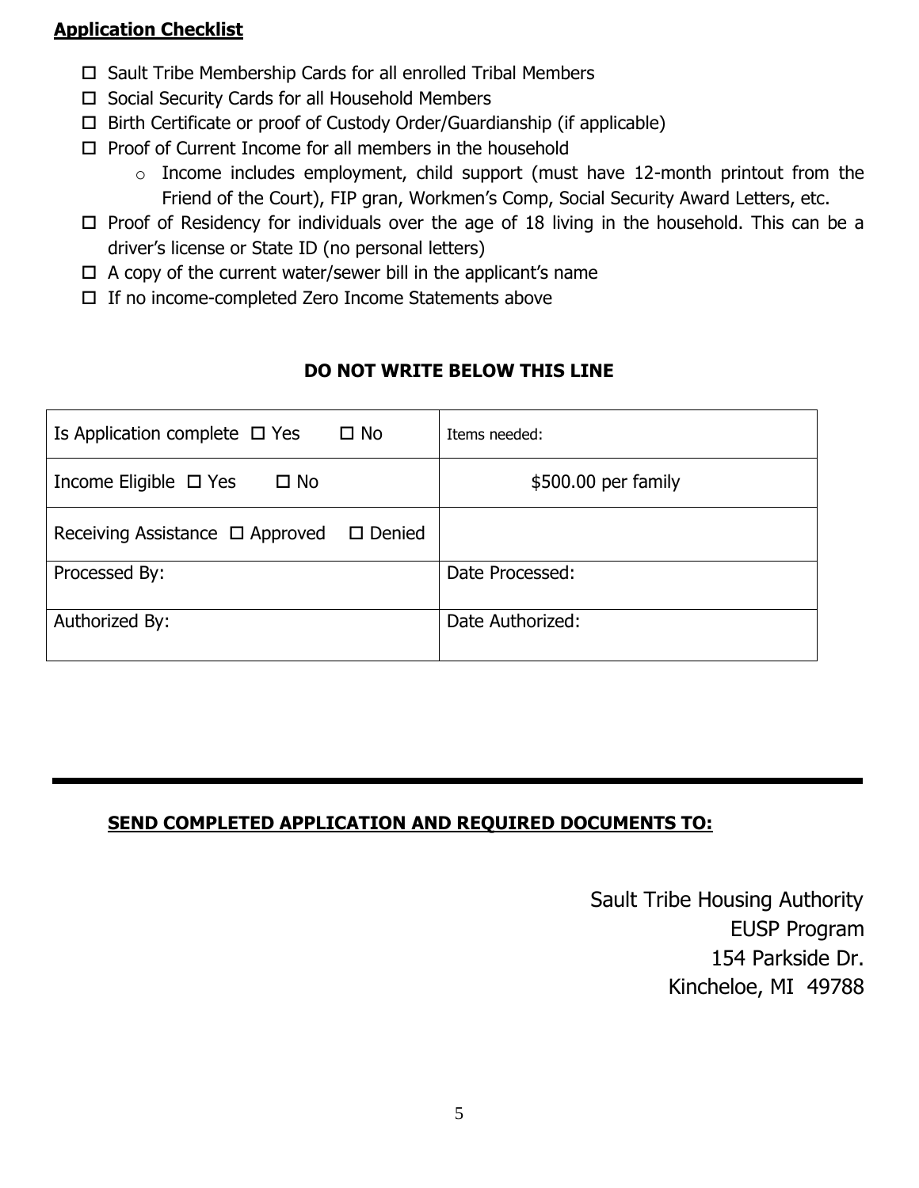**Application Checklist**

- ☐ Sault Tribe Membership Cards for all enrolled Tribal Members
- ☐ Social Security Cards for all Household Members
- ☐ Birth Certificate or proof of Custody Order/Guardianship (if applicable)
- ☐ Proof of Current Income for all members in the household
  - Income includes employment, child support (must have 12-month printout from the Friend of the Court), FIP gran, Workmen's Comp, Social Security Award Letters, etc.
- ☐ Proof of Residency for individuals over the age of 18 living in the household. This can be a driver's license or State ID (no personal letters)
- ☐ A copy of the current water/sewer bill in the applicant's name
- ☐ If no income-completed Zero Income Statements above

**DO NOT WRITE BELOW THIS LINE**

| | |
|---|---|
| Is Application complete ☐ Yes ☐ No | Items needed: |
| Income Eligible ☐ Yes ☐ No | $500.00 per family |
| Receiving Assistance ☐ Approved ☐ Denied | |
| Processed By: | Date Processed: |
| Authorized By: | Date Authorized: |

---

**SEND COMPLETED APPLICATION AND REQUIRED DOCUMENTS TO:**

Sault Tribe Housing Authority
EUSP Program
154 Parkside Dr.
Kincheloe, MI 49788